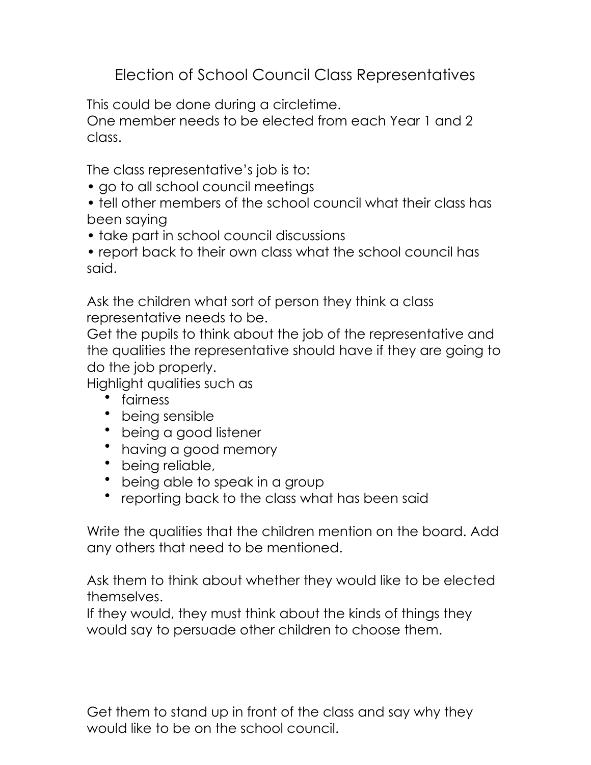# Election of School Council Class Representatives

This could be done during a circletime.
One member needs to be elected from each Year 1 and 2 class.

The class representative's job is to:

- go to all school council meetings
- tell other members of the school council what their class has been saying
- take part in school council discussions
- report back to their own class what the school council has said.

Ask the children what sort of person they think a class representative needs to be.
Get the pupils to think about the job of the representative and the qualities the representative should have if they are going to do the job properly.
Highlight qualities such as

- fairness
- being sensible
- being a good listener
- having a good memory
- being reliable,
- being able to speak in a group
- reporting back to the class what has been said

Write the qualities that the children mention on the board. Add any others that need to be mentioned.

Ask them to think about whether they would like to be elected themselves.
If they would, they must think about the kinds of things they would say to persuade other children to choose them.

Get them to stand up in front of the class and say why they would like to be on the school council.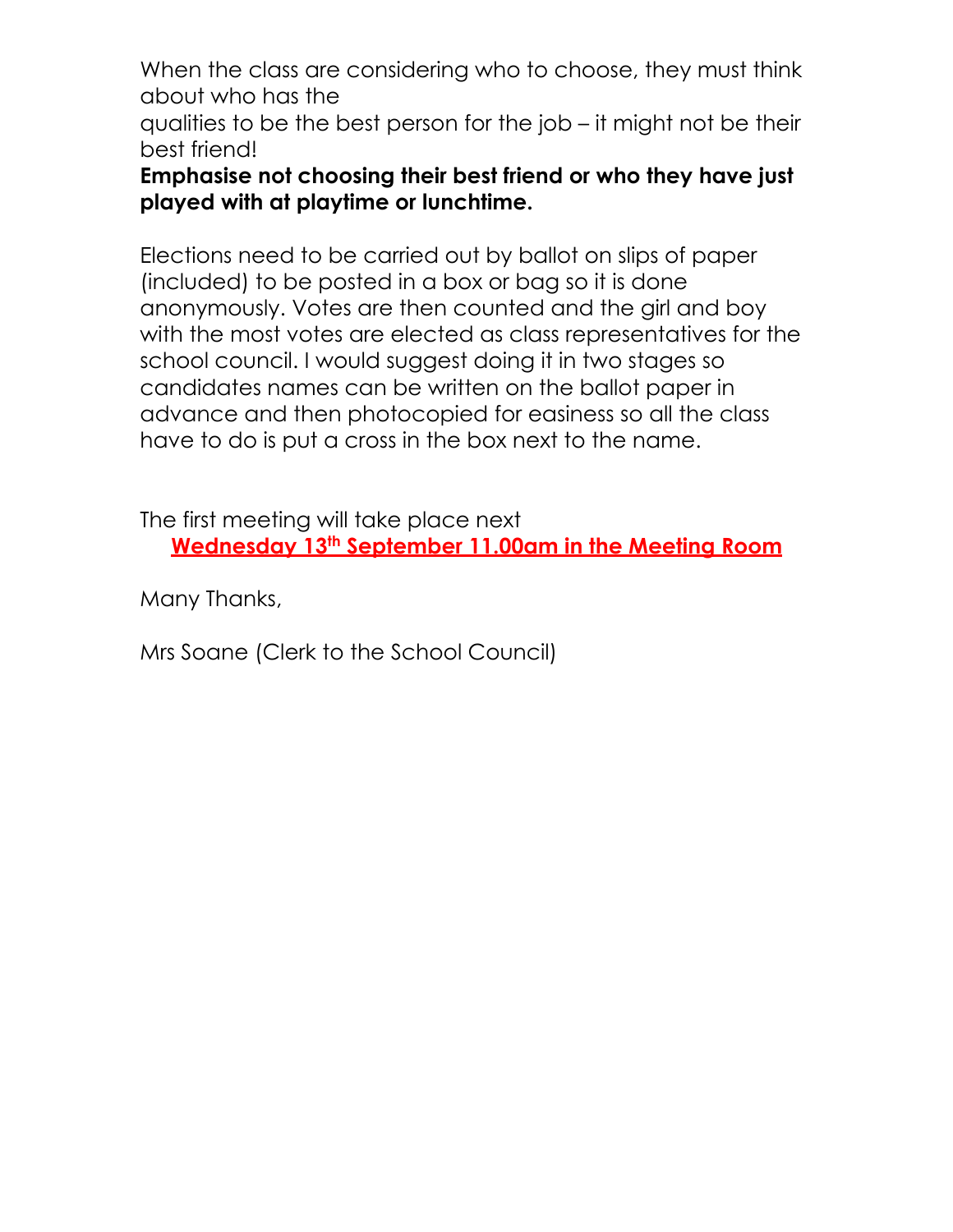When the class are considering who to choose, they must think about who has the qualities to be the best person for the job – it might not be their best friend!

**Emphasise not choosing their best friend or who they have just played with at playtime or lunchtime.**

Elections need to be carried out by ballot on slips of paper (included) to be posted in a box or bag so it is done anonymously. Votes are then counted and the girl and boy with the most votes are elected as class representatives for the school council. I would suggest doing it in two stages so candidates names can be written on the ballot paper in advance and then photocopied for easiness so all the class have to do is put a cross in the box next to the name.

The first meeting will take place next

**Wednesday 13th September 11.00am in the Meeting Room**

Many Thanks,

Mrs Soane (Clerk to the School Council)